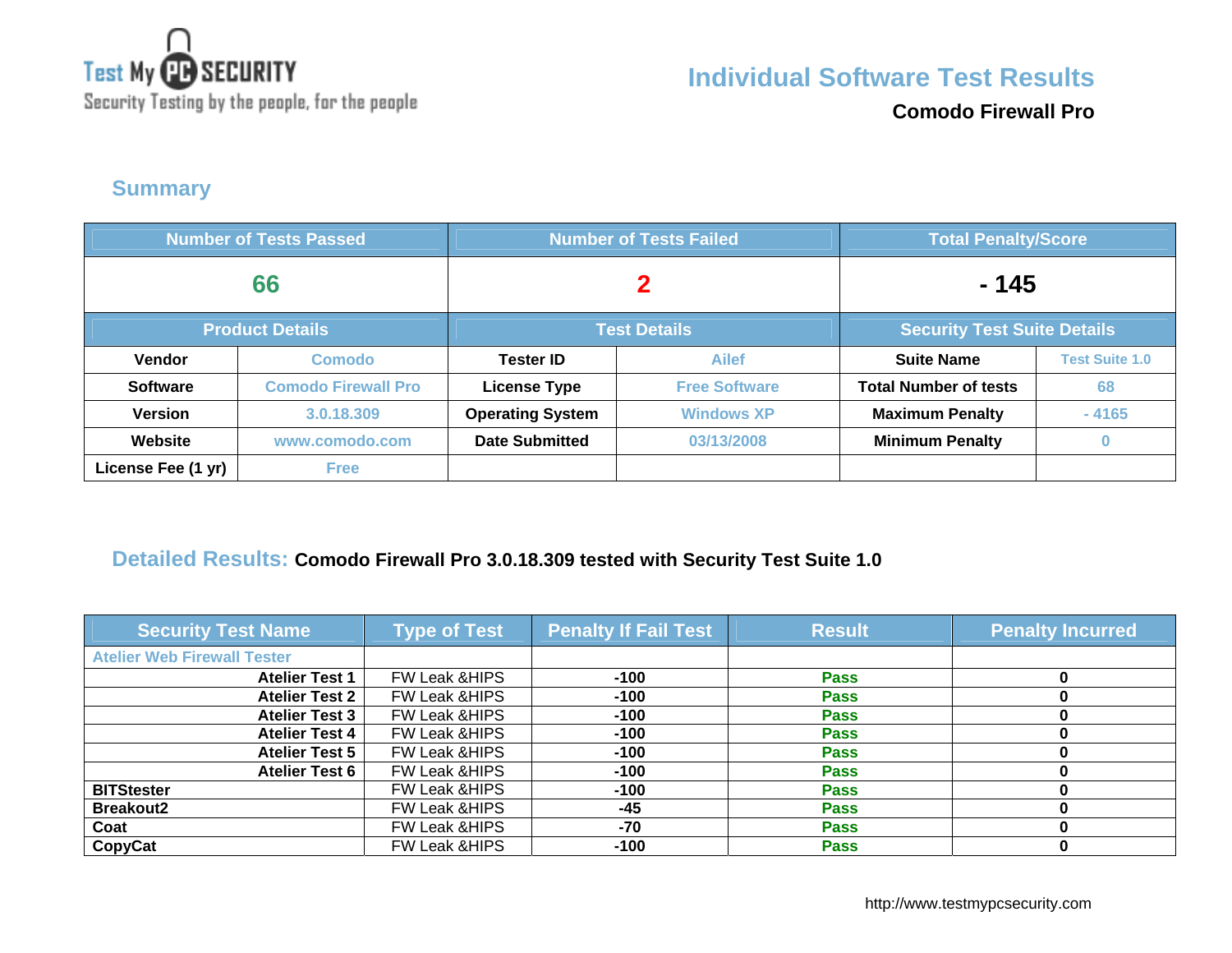Test My PC SECURITY
Security Testing by the people, for the people

# Individual Software Test Results

**Comodo Firewall Pro**

## Summary

| Number of Tests Passed | | Number of Tests Failed | | Total Penalty/Score | |
|---|---|---|---|---|---|
| 66 | | 2 | | - 145 | |
| **Product Details** | | **Test Details** | | **Security Test Suite Details** | |
| **Vendor** | Comodo | **Tester ID** | Ailef | **Suite Name** | Test Suite 1.0 |
| **Software** | Comodo Firewall Pro | **License Type** | Free Software | **Total Number of tests** | 68 |
| **Version** | 3.0.18.309 | **Operating System** | Windows XP | **Maximum Penalty** | - 4165 |
| **Website** | www.comodo.com | **Date Submitted** | 03/13/2008 | **Minimum Penalty** | 0 |
| **License Fee (1 yr)** | Free | | | | |

## Detailed Results: **Comodo Firewall Pro 3.0.18.309 tested with Security Test Suite 1.0**

| Security Test Name | Type of Test | Penalty If Fail Test | Result | Penalty Incurred |
|---|---|---|---|---|
| Atelier Web Firewall Tester | | | | |
| **Atelier Test 1** | FW Leak &HIPS | **-100** | **Pass** | **0** |
| **Atelier Test 2** | FW Leak &HIPS | **-100** | **Pass** | **0** |
| **Atelier Test 3** | FW Leak &HIPS | **-100** | **Pass** | **0** |
| **Atelier Test 4** | FW Leak &HIPS | **-100** | **Pass** | **0** |
| **Atelier Test 5** | FW Leak &HIPS | **-100** | **Pass** | **0** |
| **Atelier Test 6** | FW Leak &HIPS | **-100** | **Pass** | **0** |
| **BITStester** | FW Leak &HIPS | **-100** | **Pass** | **0** |
| **Breakout2** | FW Leak &HIPS | **-45** | **Pass** | **0** |
| **Coat** | FW Leak &HIPS | **-70** | **Pass** | **0** |
| **CopyCat** | FW Leak &HIPS | **-100** | **Pass** | **0** |

http://www.testmypcsecurity.com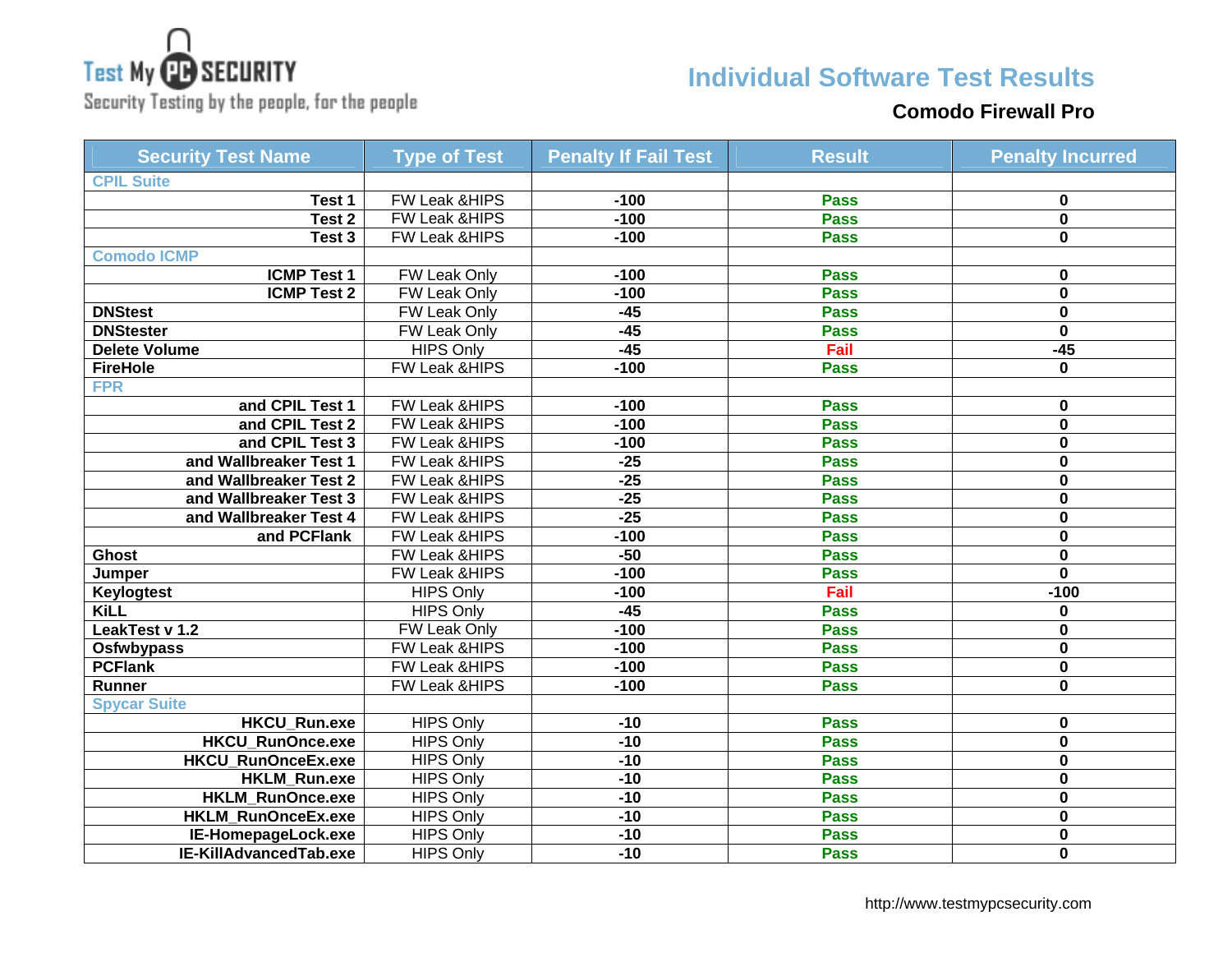Test My PC SECURITY
Security Testing by the people, for the people

# Individual Software Test Results

## Comodo Firewall Pro

| Security Test Name | Type of Test | Penalty If Fail Test | Result | Penalty Incurred |
|---|---|---|---|---|
| CPIL Suite | | | | |
| Test 1 | FW Leak &HIPS | -100 | Pass | 0 |
| Test 2 | FW Leak &HIPS | -100 | Pass | 0 |
| Test 3 | FW Leak &HIPS | -100 | Pass | 0 |
| Comodo ICMP | | | | |
| ICMP Test 1 | FW Leak Only | -100 | Pass | 0 |
| ICMP Test 2 | FW Leak Only | -100 | Pass | 0 |
| DNStest | FW Leak Only | -45 | Pass | 0 |
| DNStester | FW Leak Only | -45 | Pass | 0 |
| Delete Volume | HIPS Only | -45 | Fail | -45 |
| FireHole | FW Leak &HIPS | -100 | Pass | 0 |
| FPR | | | | |
| and CPIL Test 1 | FW Leak &HIPS | -100 | Pass | 0 |
| and CPIL Test 2 | FW Leak &HIPS | -100 | Pass | 0 |
| and CPIL Test 3 | FW Leak &HIPS | -100 | Pass | 0 |
| and Wallbreaker Test 1 | FW Leak &HIPS | -25 | Pass | 0 |
| and Wallbreaker Test 2 | FW Leak &HIPS | -25 | Pass | 0 |
| and Wallbreaker Test 3 | FW Leak &HIPS | -25 | Pass | 0 |
| and Wallbreaker Test 4 | FW Leak &HIPS | -25 | Pass | 0 |
| and PCFlank | FW Leak &HIPS | -100 | Pass | 0 |
| Ghost | FW Leak &HIPS | -50 | Pass | 0 |
| Jumper | FW Leak &HIPS | -100 | Pass | 0 |
| Keylogtest | HIPS Only | -100 | Fail | -100 |
| KiLL | HIPS Only | -45 | Pass | 0 |
| LeakTest v 1.2 | FW Leak Only | -100 | Pass | 0 |
| Osfwbypass | FW Leak &HIPS | -100 | Pass | 0 |
| PCFlank | FW Leak &HIPS | -100 | Pass | 0 |
| Runner | FW Leak &HIPS | -100 | Pass | 0 |
| Spycar Suite | | | | |
| HKCU_Run.exe | HIPS Only | -10 | Pass | 0 |
| HKCU_RunOnce.exe | HIPS Only | -10 | Pass | 0 |
| HKCU_RunOnceEx.exe | HIPS Only | -10 | Pass | 0 |
| HKLM_Run.exe | HIPS Only | -10 | Pass | 0 |
| HKLM_RunOnce.exe | HIPS Only | -10 | Pass | 0 |
| HKLM_RunOnceEx.exe | HIPS Only | -10 | Pass | 0 |
| IE-HomepageLock.exe | HIPS Only | -10 | Pass | 0 |
| IE-KillAdvancedTab.exe | HIPS Only | -10 | Pass | 0 |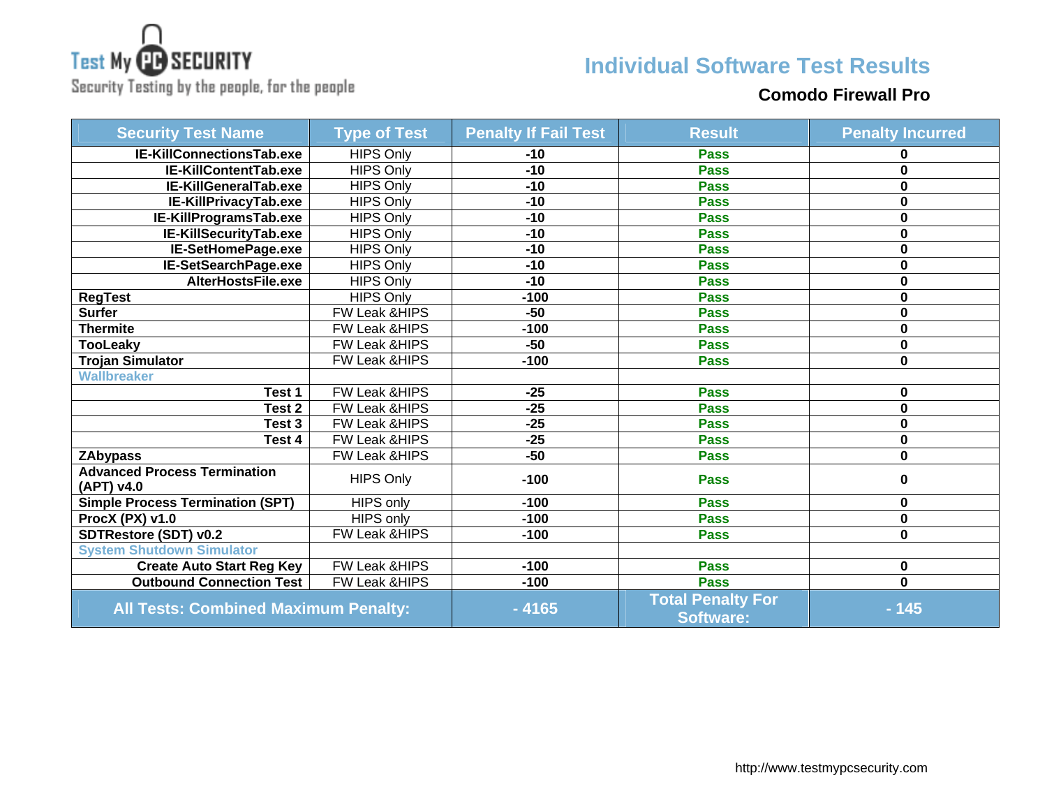Test My PC SECURITY

Security Testing by the people, for the people

# Individual Software Test Results

## Comodo Firewall Pro

| Security Test Name | Type of Test | Penalty If Fail Test | Result | Penalty Incurred |
| --- | --- | --- | --- | --- |
| IE-KillConnectionsTab.exe | HIPS Only | -10 | Pass | 0 |
| IE-KillContentTab.exe | HIPS Only | -10 | Pass | 0 |
| IE-KillGeneralTab.exe | HIPS Only | -10 | Pass | 0 |
| IE-KillPrivacyTab.exe | HIPS Only | -10 | Pass | 0 |
| IE-KillProgramsTab.exe | HIPS Only | -10 | Pass | 0 |
| IE-KillSecurityTab.exe | HIPS Only | -10 | Pass | 0 |
| IE-SetHomePage.exe | HIPS Only | -10 | Pass | 0 |
| IE-SetSearchPage.exe | HIPS Only | -10 | Pass | 0 |
| AlterHostsFile.exe | HIPS Only | -10 | Pass | 0 |
| RegTest | HIPS Only | -100 | Pass | 0 |
| Surfer | FW Leak &HIPS | -50 | Pass | 0 |
| Thermite | FW Leak &HIPS | -100 | Pass | 0 |
| TooLeaky | FW Leak &HIPS | -50 | Pass | 0 |
| Trojan Simulator | FW Leak &HIPS | -100 | Pass | 0 |
| Wallbreaker | | | | |
| Test 1 | FW Leak &HIPS | -25 | Pass | 0 |
| Test 2 | FW Leak &HIPS | -25 | Pass | 0 |
| Test 3 | FW Leak &HIPS | -25 | Pass | 0 |
| Test 4 | FW Leak &HIPS | -25 | Pass | 0 |
| ZAbypass | FW Leak &HIPS | -50 | Pass | 0 |
| Advanced Process Termination (APT) v4.0 | HIPS Only | -100 | Pass | 0 |
| Simple Process Termination (SPT) | HIPS only | -100 | Pass | 0 |
| ProcX (PX) v1.0 | HIPS only | -100 | Pass | 0 |
| SDTRestore (SDT) v0.2 | FW Leak &HIPS | -100 | Pass | 0 |
| System Shutdown Simulator | | | | |
| Create Auto Start Reg Key | FW Leak &HIPS | -100 | Pass | 0 |
| Outbound Connection Test | FW Leak &HIPS | -100 | Pass | 0 |
| All Tests: Combined Maximum Penalty: | | - 4165 | Total Penalty For Software: | - 145 |

http://www.testmypcsecurity.com